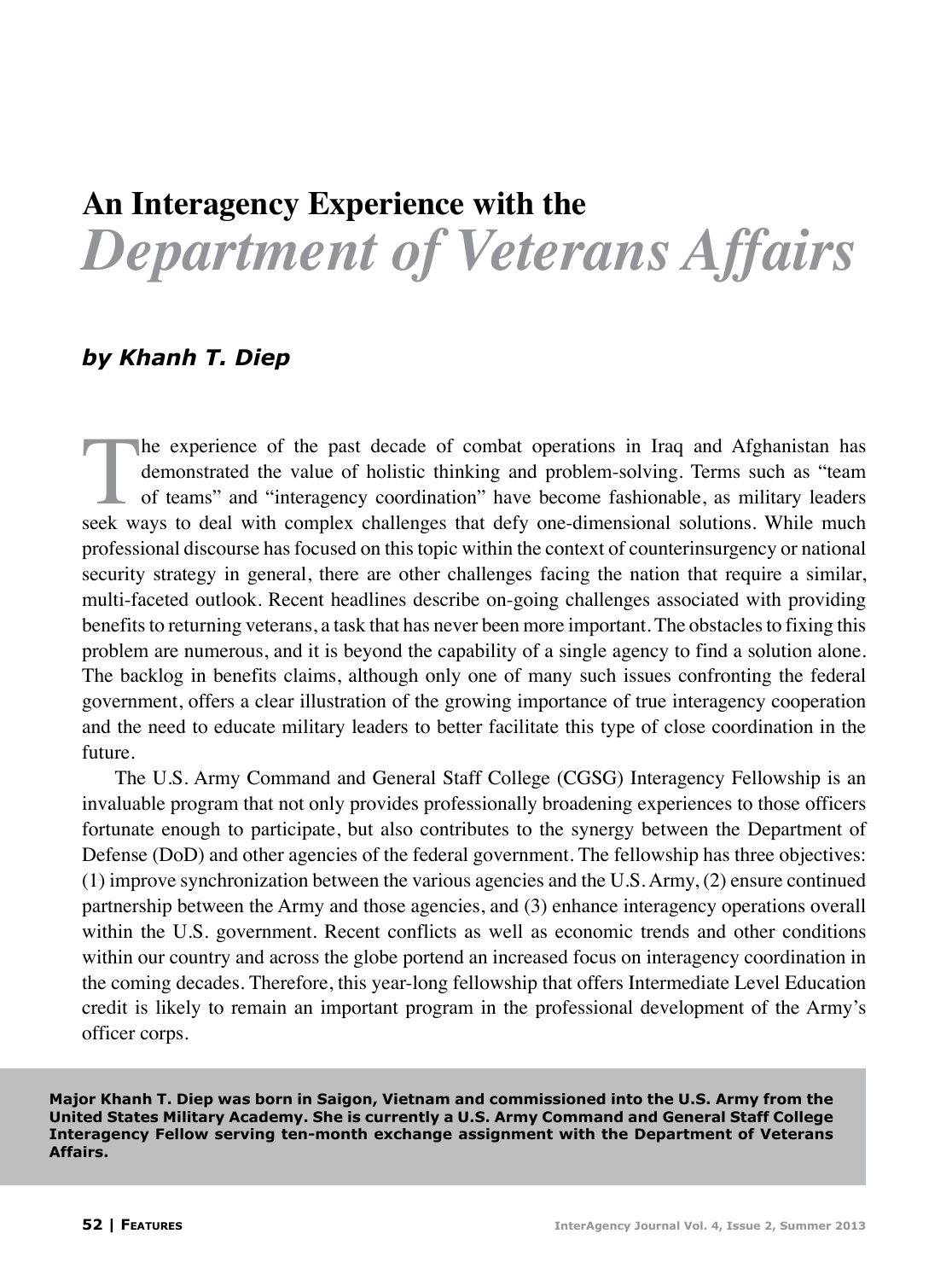# An Interagency Experience with the *Department of Veterans Affairs*

***by Khanh T. Diep***

The experience of the past decade of combat operations in Iraq and Afghanistan has demonstrated the value of holistic thinking and problem-solving. Terms such as "team of teams" and "interagency coordination" have become fashionable, as military leaders seek ways to deal with complex challenges that defy one-dimensional solutions. While much professional discourse has focused on this topic within the context of counterinsurgency or national security strategy in general, there are other challenges facing the nation that require a similar, multi-faceted outlook. Recent headlines describe on-going challenges associated with providing benefits to returning veterans, a task that has never been more important. The obstacles to fixing this problem are numerous, and it is beyond the capability of a single agency to find a solution alone. The backlog in benefits claims, although only one of many such issues confronting the federal government, offers a clear illustration of the growing importance of true interagency cooperation and the need to educate military leaders to better facilitate this type of close coordination in the future.

The U.S. Army Command and General Staff College (CGSG) Interagency Fellowship is an invaluable program that not only provides professionally broadening experiences to those officers fortunate enough to participate, but also contributes to the synergy between the Department of Defense (DoD) and other agencies of the federal government. The fellowship has three objectives: (1) improve synchronization between the various agencies and the U.S. Army, (2) ensure continued partnership between the Army and those agencies, and (3) enhance interagency operations overall within the U.S. government. Recent conflicts as well as economic trends and other conditions within our country and across the globe portend an increased focus on interagency coordination in the coming decades. Therefore, this year-long fellowship that offers Intermediate Level Education credit is likely to remain an important program in the professional development of the Army's officer corps.

**Major Khanh T. Diep was born in Saigon, Vietnam and commissioned into the U.S. Army from the United States Military Academy. She is currently a U.S. Army Command and General Staff College Interagency Fellow serving ten-month exchange assignment with the Department of Veterans Affairs.**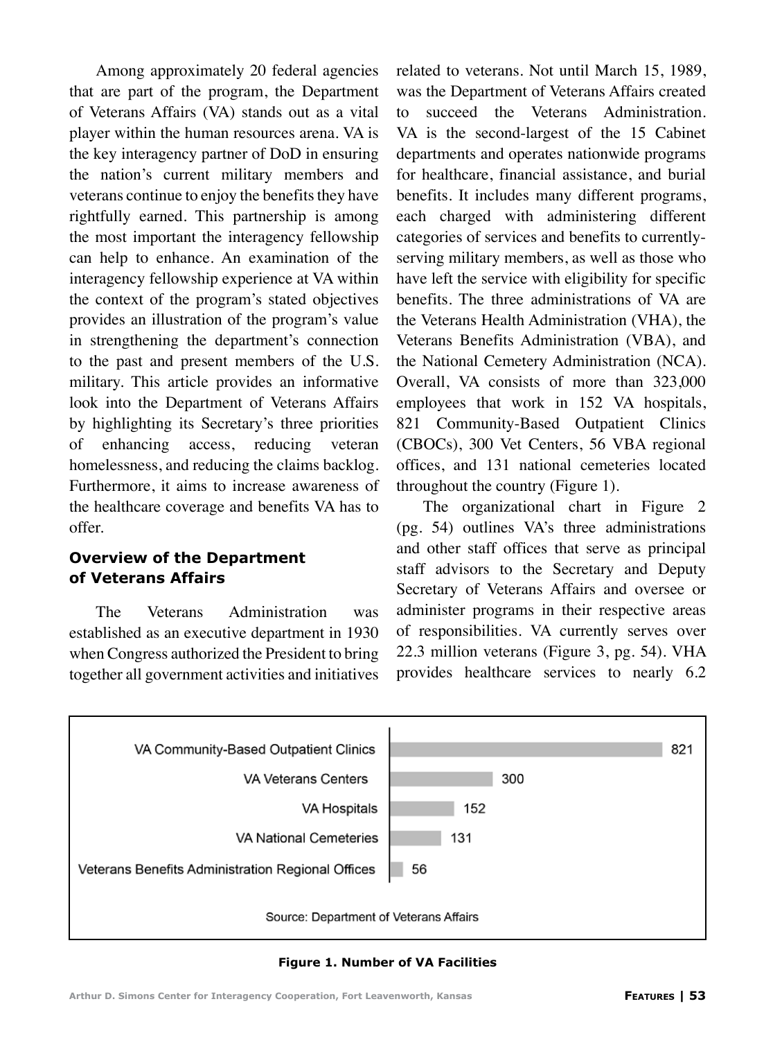Among approximately 20 federal agencies that are part of the program, the Department of Veterans Affairs (VA) stands out as a vital player within the human resources arena. VA is the key interagency partner of DoD in ensuring the nation's current military members and veterans continue to enjoy the benefits they have rightfully earned. This partnership is among the most important the interagency fellowship can help to enhance. An examination of the interagency fellowship experience at VA within the context of the program's stated objectives provides an illustration of the program's value in strengthening the department's connection to the past and present members of the U.S. military. This article provides an informative look into the Department of Veterans Affairs by highlighting its Secretary's three priorities of enhancing access, reducing veteran homelessness, and reducing the claims backlog. Furthermore, it aims to increase awareness of the healthcare coverage and benefits VA has to offer.

## Overview of the Department of Veterans Affairs

The Veterans Administration was established as an executive department in 1930 when Congress authorized the President to bring together all government activities and initiatives related to veterans. Not until March 15, 1989, was the Department of Veterans Affairs created to succeed the Veterans Administration. VA is the second-largest of the 15 Cabinet departments and operates nationwide programs for healthcare, financial assistance, and burial benefits. It includes many different programs, each charged with administering different categories of services and benefits to currently-serving military members, as well as those who have left the service with eligibility for specific benefits. The three administrations of VA are the Veterans Health Administration (VHA), the Veterans Benefits Administration (VBA), and the National Cemetery Administration (NCA). Overall, VA consists of more than 323,000 employees that work in 152 VA hospitals, 821 Community-Based Outpatient Clinics (CBOCs), 300 Vet Centers, 56 VBA regional offices, and 131 national cemeteries located throughout the country (Figure 1).

The organizational chart in Figure 2 (pg. 54) outlines VA's three administrations and other staff offices that serve as principal staff advisors to the Secretary and Deputy Secretary of Veterans Affairs and oversee or administer programs in their respective areas of responsibilities. VA currently serves over 22.3 million veterans (Figure 3, pg. 54). VHA provides healthcare services to nearly 6.2

| Facility | Number |
|---|---|
| VA Community-Based Outpatient Clinics | 821 |
| VA Veterans Centers | 300 |
| VA Hospitals | 152 |
| VA National Cemeteries | 131 |
| Veterans Benefits Administration Regional Offices | 56 |

Source: Department of Veterans Affairs

**Figure 1. Number of VA Facilities**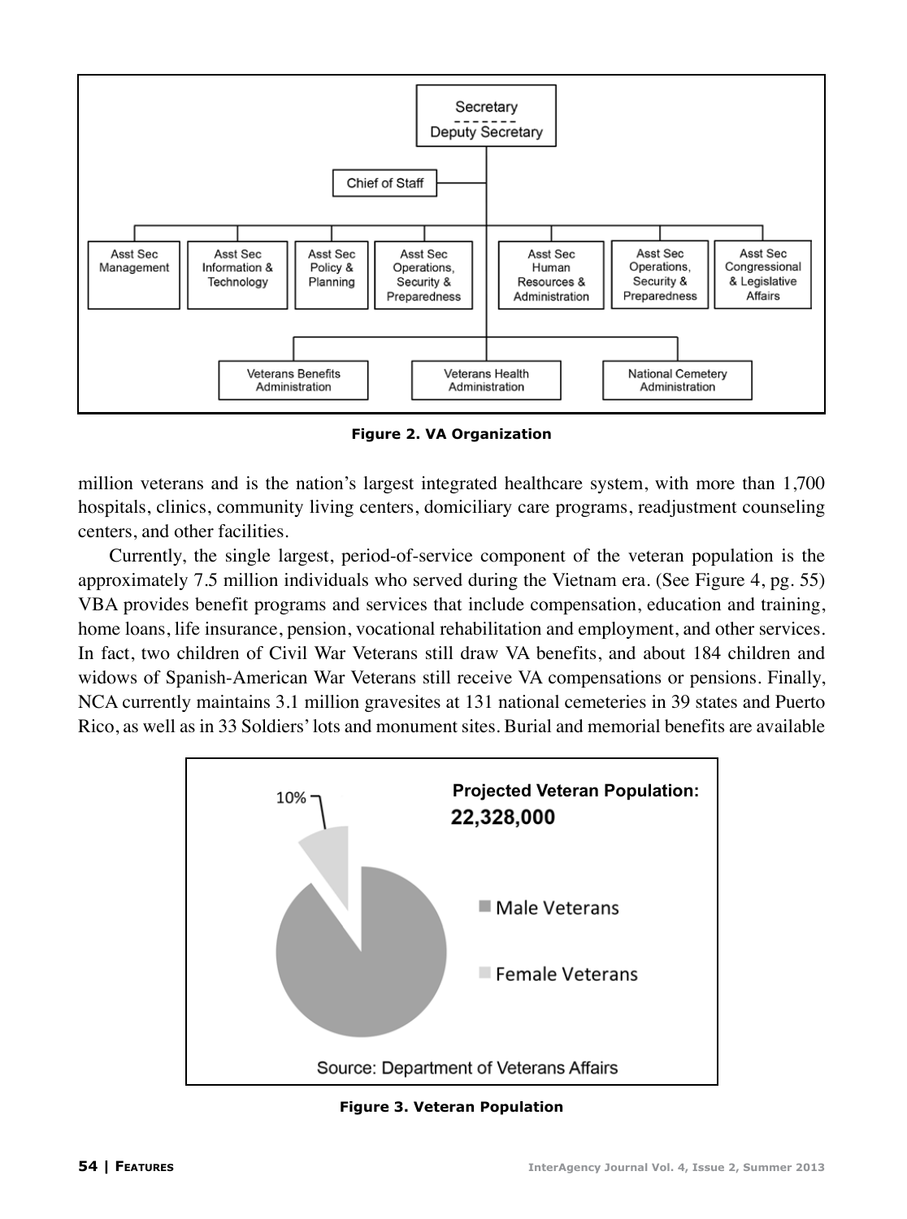Figure 2. VA Organization

million veterans and is the nation's largest integrated healthcare system, with more than 1,700 hospitals, clinics, community living centers, domiciliary care programs, readjustment counseling centers, and other facilities.

Currently, the single largest, period-of-service component of the veteran population is the approximately 7.5 million individuals who served during the Vietnam era. (See Figure 4, pg. 55) VBA provides benefit programs and services that include compensation, education and training, home loans, life insurance, pension, vocational rehabilitation and employment, and other services. In fact, two children of Civil War Veterans still draw VA benefits, and about 184 children and widows of Spanish-American War Veterans still receive VA compensations or pensions. Finally, NCA currently maintains 3.1 million gravesites at 131 national cemeteries in 39 states and Puerto Rico, as well as in 33 Soldiers' lots and monument sites. Burial and memorial benefits are available

Figure 3. Veteran Population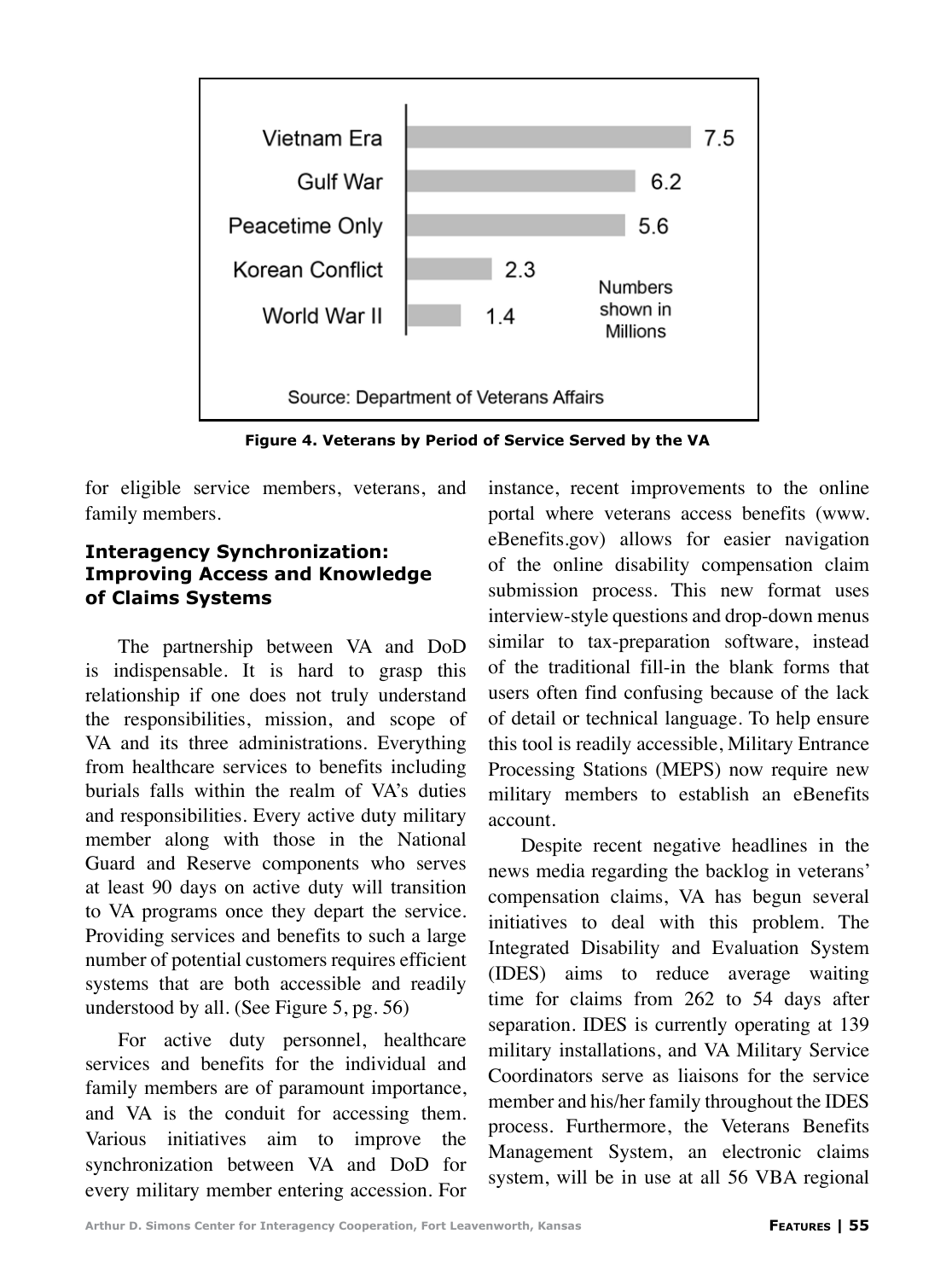| Period of Service | Veterans (Millions) |
|---|---|
| Vietnam Era | 7.5 |
| Gulf War | 6.2 |
| Peacetime Only | 5.6 |
| Korean Conflict | 2.3 |
| World War II | 1.4 |

Numbers shown in Millions

Source: Department of Veterans Affairs

**Figure 4. Veterans by Period of Service Served by the VA**

for eligible service members, veterans, and family members.

### Interagency Synchronization: Improving Access and Knowledge of Claims Systems

The partnership between VA and DoD is indispensable. It is hard to grasp this relationship if one does not truly understand the responsibilities, mission, and scope of VA and its three administrations. Everything from healthcare services to benefits including burials falls within the realm of VA's duties and responsibilities. Every active duty military member along with those in the National Guard and Reserve components who serves at least 90 days on active duty will transition to VA programs once they depart the service. Providing services and benefits to such a large number of potential customers requires efficient systems that are both accessible and readily understood by all. (See Figure 5, pg. 56)

For active duty personnel, healthcare services and benefits for the individual and family members are of paramount importance, and VA is the conduit for accessing them. Various initiatives aim to improve the synchronization between VA and DoD for every military member entering accession. For instance, recent improvements to the online portal where veterans access benefits (www.eBenefits.gov) allows for easier navigation of the online disability compensation claim submission process. This new format uses interview-style questions and drop-down menus similar to tax-preparation software, instead of the traditional fill-in the blank forms that users often find confusing because of the lack of detail or technical language. To help ensure this tool is readily accessible, Military Entrance Processing Stations (MEPS) now require new military members to establish an eBenefits account.

Despite recent negative headlines in the news media regarding the backlog in veterans' compensation claims, VA has begun several initiatives to deal with this problem. The Integrated Disability and Evaluation System (IDES) aims to reduce average waiting time for claims from 262 to 54 days after separation. IDES is currently operating at 139 military installations, and VA Military Service Coordinators serve as liaisons for the service member and his/her family throughout the IDES process. Furthermore, the Veterans Benefits Management System, an electronic claims system, will be in use at all 56 VBA regional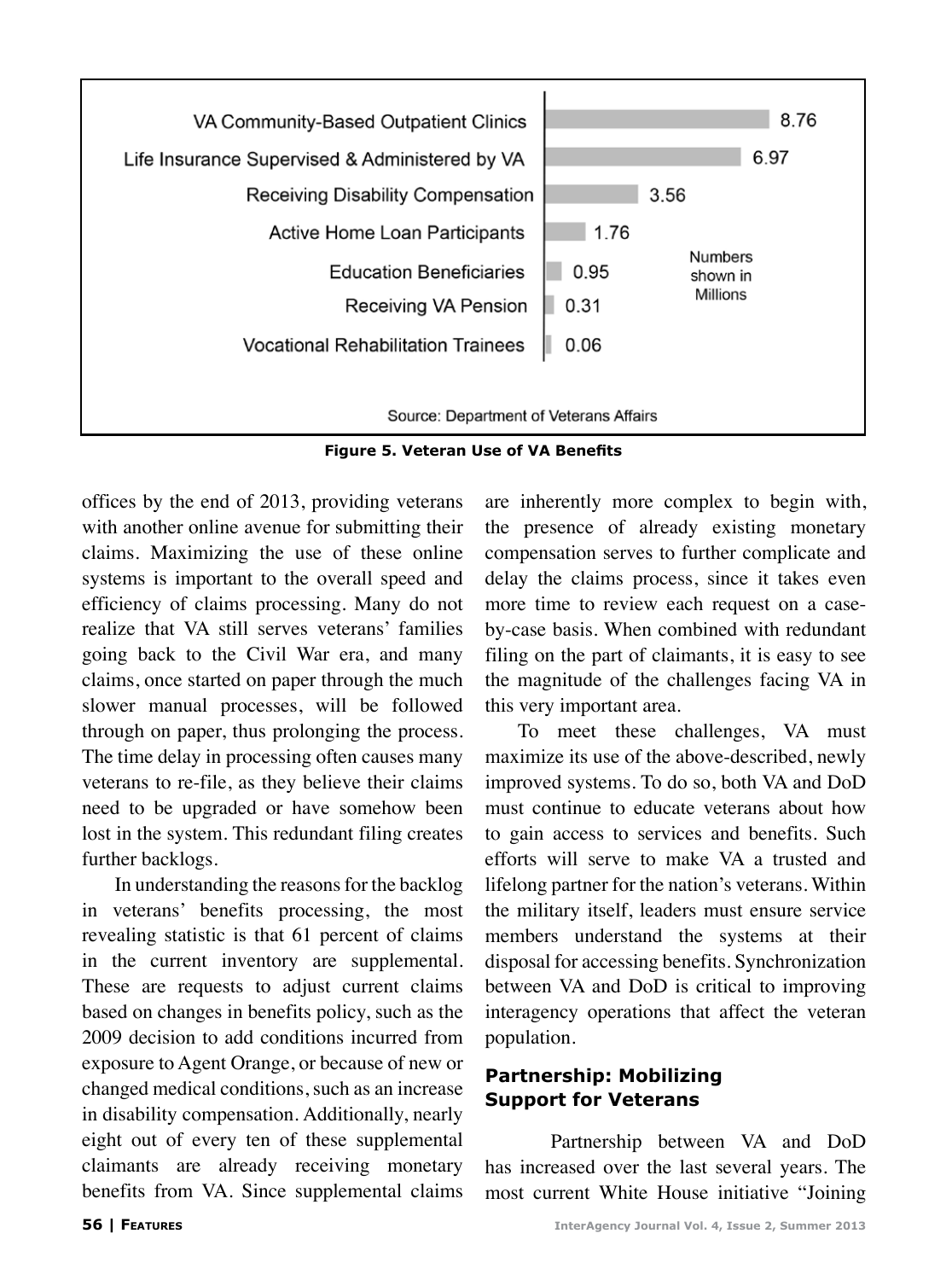| Benefit | Numbers shown in Millions |
| --- | --- |
| VA Community-Based Outpatient Clinics | 8.76 |
| Life Insurance Supervised & Administered by VA | 6.97 |
| Receiving Disability Compensation | 3.56 |
| Active Home Loan Participants | 1.76 |
| Education Beneficiaries | 0.95 |
| Receiving VA Pension | 0.31 |
| Vocational Rehabilitation Trainees | 0.06 |

Source: Department of Veterans Affairs

**Figure 5. Veteran Use of VA Benefits**

offices by the end of 2013, providing veterans with another online avenue for submitting their claims. Maximizing the use of these online systems is important to the overall speed and efficiency of claims processing. Many do not realize that VA still serves veterans' families going back to the Civil War era, and many claims, once started on paper through the much slower manual processes, will be followed through on paper, thus prolonging the process. The time delay in processing often causes many veterans to re-file, as they believe their claims need to be upgraded or have somehow been lost in the system. This redundant filing creates further backlogs.

In understanding the reasons for the backlog in veterans' benefits processing, the most revealing statistic is that 61 percent of claims in the current inventory are supplemental. These are requests to adjust current claims based on changes in benefits policy, such as the 2009 decision to add conditions incurred from exposure to Agent Orange, or because of new or changed medical conditions, such as an increase in disability compensation. Additionally, nearly eight out of every ten of these supplemental claimants are already receiving monetary benefits from VA. Since supplemental claims are inherently more complex to begin with, the presence of already existing monetary compensation serves to further complicate and delay the claims process, since it takes even more time to review each request on a case-by-case basis. When combined with redundant filing on the part of claimants, it is easy to see the magnitude of the challenges facing VA in this very important area.

To meet these challenges, VA must maximize its use of the above-described, newly improved systems. To do so, both VA and DoD must continue to educate veterans about how to gain access to services and benefits. Such efforts will serve to make VA a trusted and lifelong partner for the nation's veterans. Within the military itself, leaders must ensure service members understand the systems at their disposal for accessing benefits. Synchronization between VA and DoD is critical to improving interagency operations that affect the veteran population.

## Partnership: Mobilizing Support for Veterans

Partnership between VA and DoD has increased over the last several years. The most current White House initiative "Joining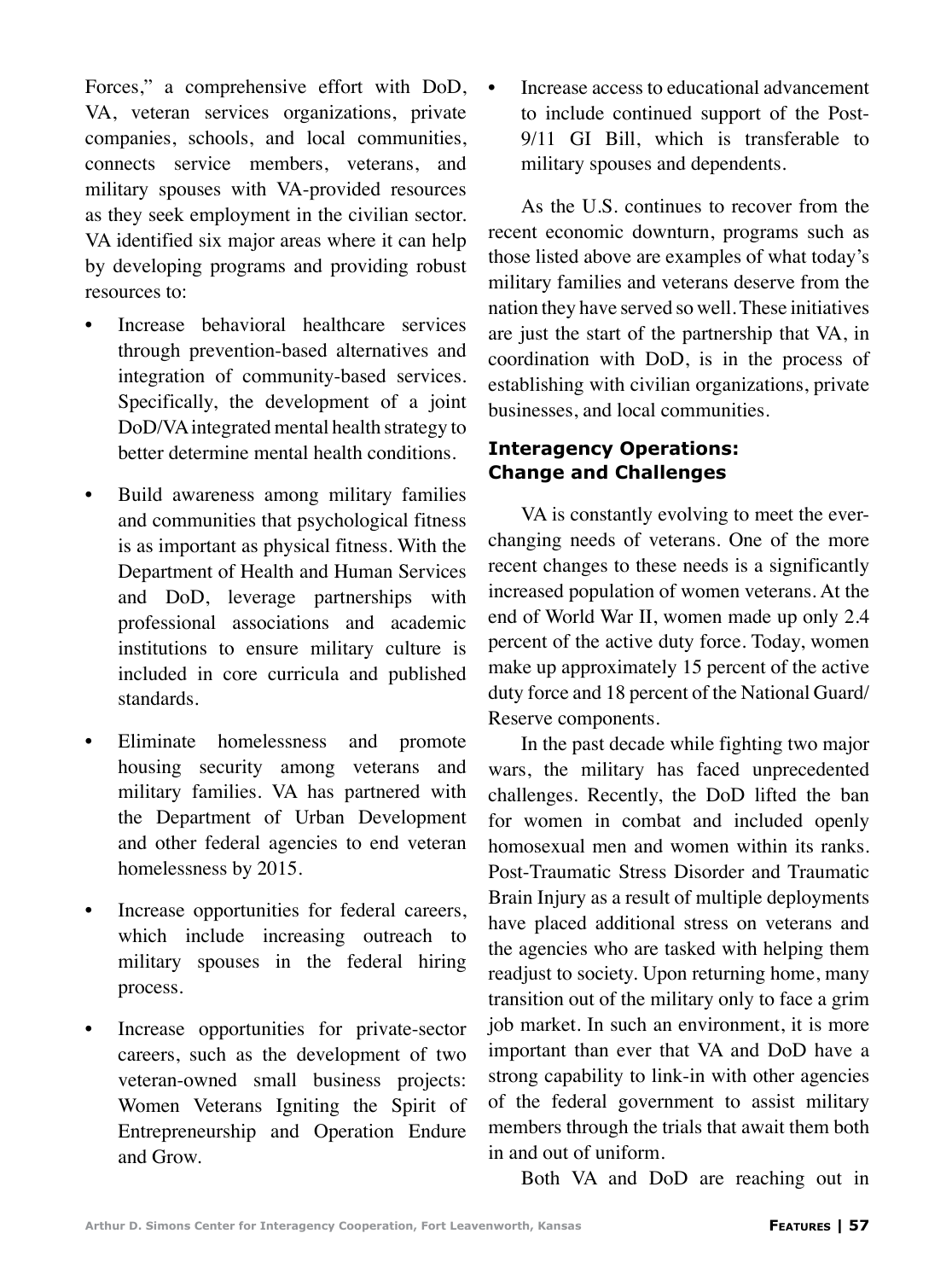Forces," a comprehensive effort with DoD, VA, veteran services organizations, private companies, schools, and local communities, connects service members, veterans, and military spouses with VA-provided resources as they seek employment in the civilian sector. VA identified six major areas where it can help by developing programs and providing robust resources to:

- Increase behavioral healthcare services through prevention-based alternatives and integration of community-based services. Specifically, the development of a joint DoD/VA integrated mental health strategy to better determine mental health conditions.
- Build awareness among military families and communities that psychological fitness is as important as physical fitness. With the Department of Health and Human Services and DoD, leverage partnerships with professional associations and academic institutions to ensure military culture is included in core curricula and published standards.
- Eliminate homelessness and promote housing security among veterans and military families. VA has partnered with the Department of Urban Development and other federal agencies to end veteran homelessness by 2015.
- Increase opportunities for federal careers, which include increasing outreach to military spouses in the federal hiring process.
- Increase opportunities for private-sector careers, such as the development of two veteran-owned small business projects: Women Veterans Igniting the Spirit of Entrepreneurship and Operation Endure and Grow.
- Increase access to educational advancement to include continued support of the Post-9/11 GI Bill, which is transferable to military spouses and dependents.

As the U.S. continues to recover from the recent economic downturn, programs such as those listed above are examples of what today's military families and veterans deserve from the nation they have served so well. These initiatives are just the start of the partnership that VA, in coordination with DoD, is in the process of establishing with civilian organizations, private businesses, and local communities.

### Interagency Operations: Change and Challenges

VA is constantly evolving to meet the ever-changing needs of veterans. One of the more recent changes to these needs is a significantly increased population of women veterans. At the end of World War II, women made up only 2.4 percent of the active duty force. Today, women make up approximately 15 percent of the active duty force and 18 percent of the National Guard/Reserve components.

In the past decade while fighting two major wars, the military has faced unprecedented challenges. Recently, the DoD lifted the ban for women in combat and included openly homosexual men and women within its ranks. Post-Traumatic Stress Disorder and Traumatic Brain Injury as a result of multiple deployments have placed additional stress on veterans and the agencies who are tasked with helping them readjust to society. Upon returning home, many transition out of the military only to face a grim job market. In such an environment, it is more important than ever that VA and DoD have a strong capability to link-in with other agencies of the federal government to assist military members through the trials that await them both in and out of uniform.

Both VA and DoD are reaching out in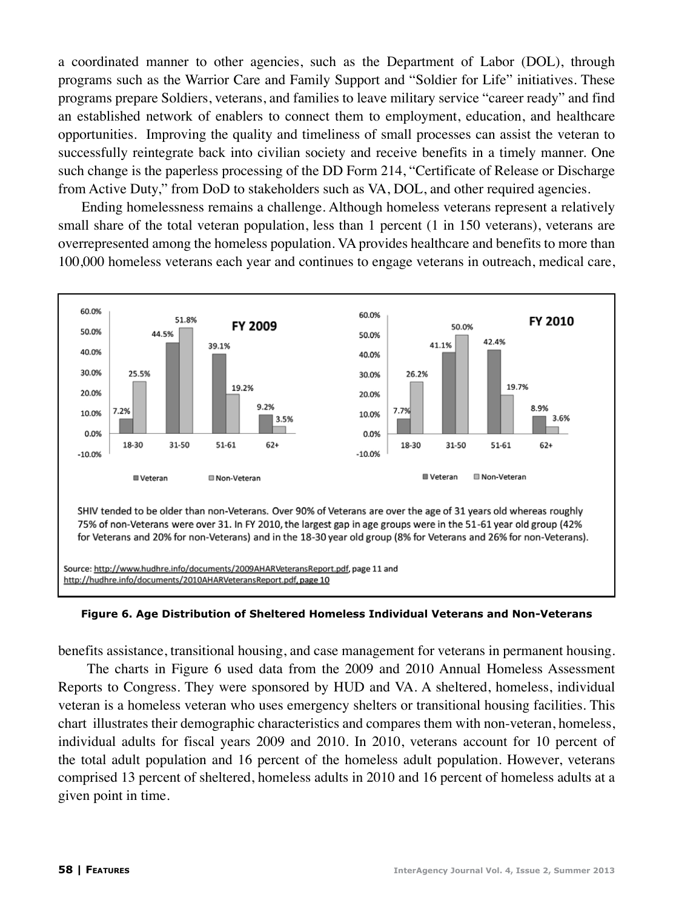a coordinated manner to other agencies, such as the Department of Labor (DOL), through programs such as the Warrior Care and Family Support and "Soldier for Life" initiatives. These programs prepare Soldiers, veterans, and families to leave military service "career ready" and find an established network of enablers to connect them to employment, education, and healthcare opportunities. Improving the quality and timeliness of small processes can assist the veteran to successfully reintegrate back into civilian society and receive benefits in a timely manner. One such change is the paperless processing of the DD Form 214, "Certificate of Release or Discharge from Active Duty," from DoD to stakeholders such as VA, DOL, and other required agencies.

Ending homelessness remains a challenge. Although homeless veterans represent a relatively small share of the total veteran population, less than 1 percent (1 in 150 veterans), veterans are overrepresented among the homeless population. VA provides healthcare and benefits to more than 100,000 homeless veterans each year and continues to engage veterans in outreach, medical care,

**FY 2009**

| Age | Veteran | Non-Veteran |
|---|---|---|
| 18-30 | 7.2% | 25.5% |
| 31-50 | 44.5% | 51.8% |
| 51-61 | 39.1% | 19.2% |
| 62+ | 9.2% | 3.5% |

**FY 2010**

| Age | Veteran | Non-Veteran |
|---|---|---|
| 18-30 | 7.7% | 26.2% |
| 31-50 | 41.1% | 50.0% |
| 51-61 | 42.4% | 19.7% |
| 62+ | 8.9% | 3.6% |

SHIV tended to be older than non-Veterans. Over 90% of Veterans are over the age of 31 years old whereas roughly 75% of non-Veterans were over 31. In FY 2010, the largest gap in age groups were in the 51-61 year old group (42% for Veterans and 20% for non-Veterans) and in the 18-30 year old group (8% for Veterans and 26% for non-Veterans).

Source: http://www.hudhre.info/documents/2009AHARVeteransReport.pdf, page 11 and http://hudhre.info/documents/2010AHARVeteransReport.pdf, page 10

**Figure 6. Age Distribution of Sheltered Homeless Individual Veterans and Non-Veterans**

benefits assistance, transitional housing, and case management for veterans in permanent housing.

The charts in Figure 6 used data from the 2009 and 2010 Annual Homeless Assessment Reports to Congress. They were sponsored by HUD and VA. A sheltered, homeless, individual veteran is a homeless veteran who uses emergency shelters or transitional housing facilities. This chart illustrates their demographic characteristics and compares them with non-veteran, homeless, individual adults for fiscal years 2009 and 2010. In 2010, veterans account for 10 percent of the total adult population and 16 percent of the homeless adult population. However, veterans comprised 13 percent of sheltered, homeless adults in 2010 and 16 percent of homeless adults at a given point in time.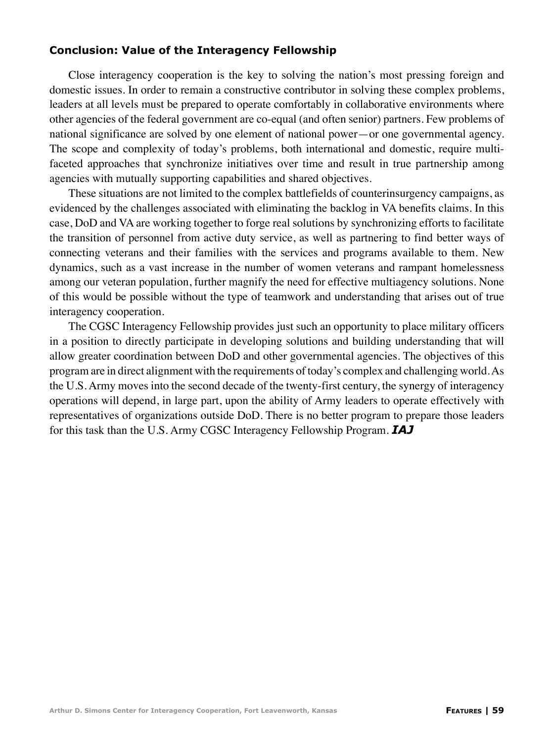## Conclusion: Value of the Interagency Fellowship

Close interagency cooperation is the key to solving the nation's most pressing foreign and domestic issues. In order to remain a constructive contributor in solving these complex problems, leaders at all levels must be prepared to operate comfortably in collaborative environments where other agencies of the federal government are co-equal (and often senior) partners. Few problems of national significance are solved by one element of national power—or one governmental agency. The scope and complexity of today's problems, both international and domestic, require multi-faceted approaches that synchronize initiatives over time and result in true partnership among agencies with mutually supporting capabilities and shared objectives.

These situations are not limited to the complex battlefields of counterinsurgency campaigns, as evidenced by the challenges associated with eliminating the backlog in VA benefits claims. In this case, DoD and VA are working together to forge real solutions by synchronizing efforts to facilitate the transition of personnel from active duty service, as well as partnering to find better ways of connecting veterans and their families with the services and programs available to them. New dynamics, such as a vast increase in the number of women veterans and rampant homelessness among our veteran population, further magnify the need for effective multiagency solutions. None of this would be possible without the type of teamwork and understanding that arises out of true interagency cooperation.

The CGSC Interagency Fellowship provides just such an opportunity to place military officers in a position to directly participate in developing solutions and building understanding that will allow greater coordination between DoD and other governmental agencies. The objectives of this program are in direct alignment with the requirements of today's complex and challenging world. As the U.S. Army moves into the second decade of the twenty-first century, the synergy of interagency operations will depend, in large part, upon the ability of Army leaders to operate effectively with representatives of organizations outside DoD. There is no better program to prepare those leaders for this task than the U.S. Army CGSC Interagency Fellowship Program. ***IAJ***